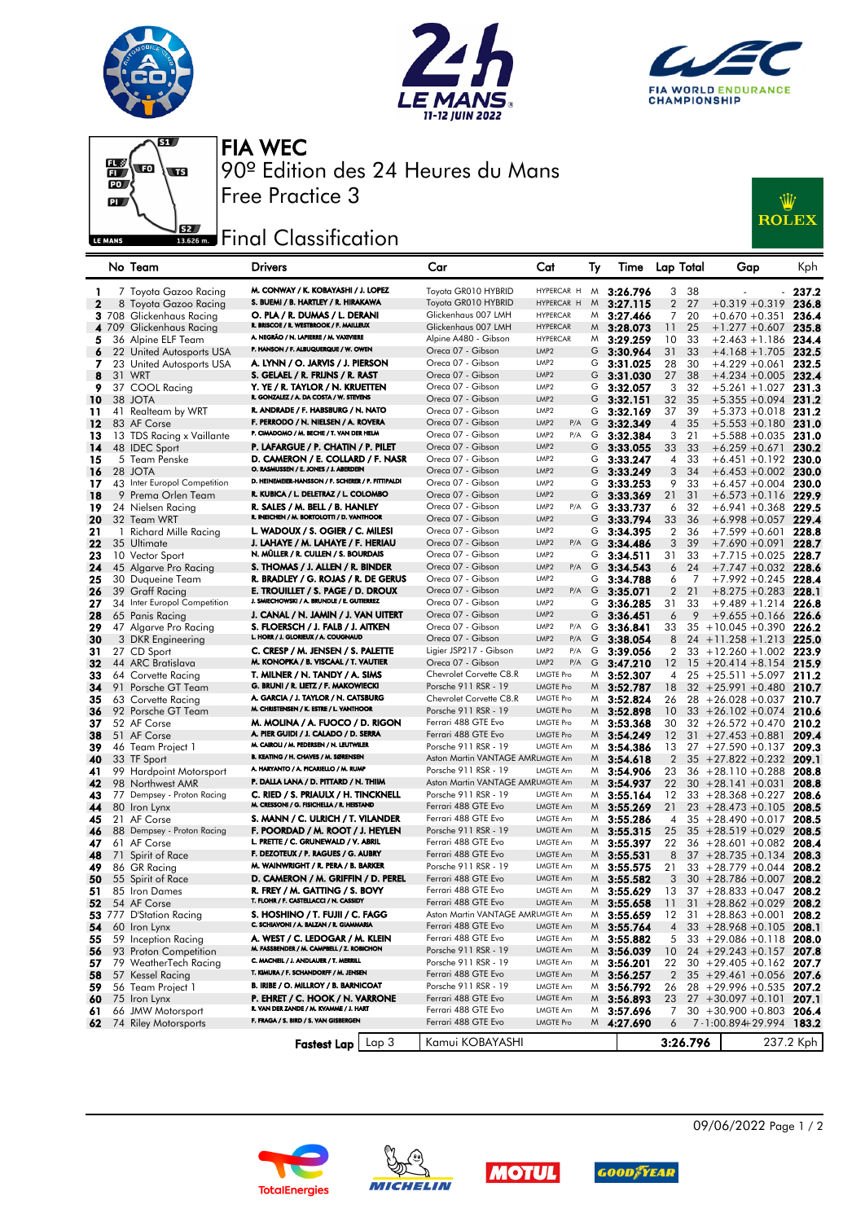# FIA WEC

## 90º Edition des 24 Heures du Mans

## Free Practice 3

## Final Classification

| | No | Team | Drivers | Car | Cat | | Ty | Time | Lap | Total | Gap | | Kph |
|---|---|---|---|---|---|---|---|---|---|---|---|---|---|
| 1 | 7 | Toyota Gazoo Racing | M. CONWAY / K. KOBAYASHI / J. LOPEZ | Toyota GR010 HYBRID | HYPERCAR H | | M | 3:26.796 | 3 | 38 | - | - | 237.2 |
| 2 | 8 | Toyota Gazoo Racing | S. BUEMI / B. HARTLEY / R. HIRAKAWA | Toyota GR010 HYBRID | HYPERCAR H | | M | 3:27.115 | 2 | 27 | +0.319 | +0.319 | 236.8 |
| 3 | 708 | Glickenhaus Racing | O. PLA / R. DUMAS / L. DERANI | Glickenhaus 007 LMH | HYPERCAR | | M | 3:27.466 | 7 | 20 | +0.670 | +0.351 | 236.4 |
| 4 | 709 | Glickenhaus Racing | R. BRISCOE / R. WESTBROOK / F. MAILLEUX | Glickenhaus 007 LMH | HYPERCAR | | M | 3:28.073 | 11 | 25 | +1.277 | +0.607 | 235.8 |
| 5 | 36 | Alpine ELF Team | A. NEGRÃO / N. LAPIERRE / M. VAXIVIERE | Alpine A480 - Gibson | HYPERCAR | | M | 3:29.259 | 10 | 33 | +2.463 | +1.186 | 234.4 |
| 6 | 22 | United Autosports USA | P. HANSON / F. ALBUQUERQUE / W. OWEN | Oreca 07 - Gibson | LMP2 | | G | 3:30.964 | 31 | 33 | +4.168 | +1.705 | 232.5 |
| 7 | 23 | United Autosports USA | A. LYNN / O. JARVIS / J. PIERSON | Oreca 07 - Gibson | LMP2 | | G | 3:31.025 | 28 | 30 | +4.229 | +0.061 | 232.5 |
| 8 | 31 | WRT | S. GELAEL / R. FRIJNS / R. RAST | Oreca 07 - Gibson | LMP2 | | G | 3:31.030 | 27 | 38 | +4.234 | +0.005 | 232.4 |
| 9 | 37 | COOL Racing | Y. YE / R. TAYLOR / N. KRUETTEN | Oreca 07 - Gibson | LMP2 | | G | 3:32.057 | 3 | 32 | +5.261 | +1.027 | 231.3 |
| 10 | 38 | JOTA | R. GONZALEZ / A. DA COSTA / W. STEVENS | Oreca 07 - Gibson | LMP2 | | G | 3:32.151 | 32 | 35 | +5.355 | +0.094 | 231.2 |
| 11 | 41 | Realteam by WRT | R. ANDRADE / F. HABSBURG / N. NATO | Oreca 07 - Gibson | LMP2 | | G | 3:32.169 | 37 | 39 | +5.373 | +0.018 | 231.2 |
| 12 | 83 | AF Corse | F. PERRODO / N. NIELSEN / A. ROVERA | Oreca 07 - Gibson | LMP2 | P/A | G | 3:32.349 | 4 | 35 | +5.553 | +0.180 | 231.0 |
| 13 | 13 | TDS Racing x Vaillante | P. CIMADOMO / M. BECHE / T. VAN DER HELM | Oreca 07 - Gibson | LMP2 | P/A | G | 3:32.384 | 3 | 21 | +5.588 | +0.035 | 231.0 |
| 14 | 48 | IDEC Sport | P. LAFARGUE / P. CHATIN / P. PILET | Oreca 07 - Gibson | LMP2 | | G | 3:33.055 | 33 | 33 | +6.259 | +0.671 | 230.2 |
| 15 | 5 | Team Penske | D. CAMERON / E. COLLARD / F. NASR | Oreca 07 - Gibson | LMP2 | | G | 3:33.247 | 4 | 33 | +6.451 | +0.192 | 230.0 |
| 16 | 28 | JOTA | O. RASMUSSEN / E. JONES / J. ABERDEIN | Oreca 07 - Gibson | LMP2 | | G | 3:33.249 | 3 | 34 | +6.453 | +0.002 | 230.0 |
| 17 | 43 | Inter Europol Competition | D. HEINEMEIER-HANSSON / F. SCHERER / P. FITTIPALDI | Oreca 07 - Gibson | LMP2 | | G | 3:33.253 | 9 | 33 | +6.457 | +0.004 | 230.0 |
| 18 | 9 | Prema Orlen Team | R. KUBICA / L. DELETRAZ / L. COLOMBO | Oreca 07 - Gibson | LMP2 | | G | 3:33.369 | 21 | 31 | +6.573 | +0.116 | 229.9 |
| 19 | 24 | Nielsen Racing | R. SALES / M. BELL / B. HANLEY | Oreca 07 - Gibson | LMP2 | P/A | G | 3:33.737 | 6 | 32 | +6.941 | +0.368 | 229.5 |
| 20 | 32 | Team WRT | R. INEICHEN / M. BORTOLOTTI / D. VANTHOOR | Oreca 07 - Gibson | LMP2 | | G | 3:33.794 | 33 | 36 | +6.998 | +0.057 | 229.4 |
| 21 | 1 | Richard Mille Racing | L. WADOUX / S. OGIER / C. MILESI | Oreca 07 - Gibson | LMP2 | | G | 3:34.395 | 2 | 36 | +7.599 | +0.601 | 228.8 |
| 22 | 35 | Ultimate | J. LAHAYE / M. LAHAYE / F. HERIAU | Oreca 07 - Gibson | LMP2 | P/A | G | 3:34.486 | 3 | 39 | +7.690 | +0.091 | 228.7 |
| 23 | 10 | Vector Sport | N. MÜLLER / R. CULLEN / S. BOURDAIS | Oreca 07 - Gibson | LMP2 | | G | 3:34.511 | 31 | 33 | +7.715 | +0.025 | 228.7 |
| 24 | 45 | Algarve Pro Racing | S. THOMAS / J. ALLEN / R. BINDER | Oreca 07 - Gibson | LMP2 | P/A | G | 3:34.543 | 6 | 24 | +7.747 | +0.032 | 228.6 |
| 25 | 30 | Duqueine Team | R. BRADLEY / G. ROJAS / R. DE GERUS | Oreca 07 - Gibson | LMP2 | | G | 3:34.788 | 6 | 7 | +7.992 | +0.245 | 228.4 |
| 26 | 39 | Graff Racing | E. TROUILLET / S. PAGE / D. DROUX | Oreca 07 - Gibson | LMP2 | P/A | G | 3:35.071 | 2 | 21 | +8.275 | +0.283 | 228.1 |
| 27 | 34 | Inter Europol Competition | J. SMIECHOWSKI / A. BRUNDLE / E. GUTIERREZ | Oreca 07 - Gibson | LMP2 | | G | 3:36.285 | 31 | 33 | +9.489 | +1.214 | 226.8 |
| 28 | 65 | Panis Racing | J. CANAL / N. JAMIN / J. VAN UITERT | Oreca 07 - Gibson | LMP2 | | G | 3:36.451 | 6 | 9 | +9.655 | +0.166 | 226.6 |
| 29 | 47 | Algarve Pro Racing | S. FLOERSCH / J. FALB / J. AITKEN | Oreca 07 - Gibson | LMP2 | P/A | G | 3:36.841 | 33 | 35 | +10.045 | +0.390 | 226.2 |
| 30 | 3 | DKR Engineering | L. HORR / J. GLORIEUX / A. COUGNAUD | Oreca 07 - Gibson | LMP2 | P/A | G | 3:38.054 | 8 | 24 | +11.258 | +1.213 | 225.0 |
| 31 | 27 | CD Sport | C. CRESP / M. JENSEN / S. PALETTE | Ligier JSP217 - Gibson | LMP2 | P/A | G | 3:39.056 | 2 | 33 | +12.260 | +1.002 | 223.9 |
| 32 | 44 | ARC Bratislava | M. KONOPKA / B. VISCAAL / T. VAUTIER | Oreca 07 - Gibson | LMP2 | P/A | G | 3:47.210 | 12 | 15 | +20.414 | +8.154 | 215.9 |
| 33 | 64 | Corvette Racing | T. MILNER / N. TANDY / A. SIMS | Chevrolet Corvette C8.R | LMGTE Pro | | M | 3:52.307 | 4 | 25 | +25.511 | +5.097 | 211.2 |
| 34 | 91 | Porsche GT Team | G. BRUNI / R. LIETZ / F. MAKOWIECKI | Porsche 911 RSR - 19 | LMGTE Pro | | M | 3:52.787 | 18 | 32 | +25.991 | +0.480 | 210.7 |
| 35 | 63 | Corvette Racing | A. GARCIA / J. TAYLOR / N. CATSBURG | Chevrolet Corvette C8.R | LMGTE Pro | | M | 3:52.824 | 26 | 28 | +26.028 | +0.037 | 210.7 |
| 36 | 92 | Porsche GT Team | M. CHRISTENSEN / K. ESTRE / L. VANTHOOR | Porsche 911 RSR - 19 | LMGTE Pro | | M | 3:52.898 | 10 | 33 | +26.102 | +0.074 | 210.6 |
| 37 | 52 | AF Corse | M. MOLINA / A. FUOCO / D. RIGON | Ferrari 488 GTE Evo | LMGTE Pro | | M | 3:53.368 | 30 | 32 | +26.572 | +0.470 | 210.2 |
| 38 | 51 | AF Corse | A. PIER GUIDI / J. CALADO / D. SERRA | Ferrari 488 GTE Evo | LMGTE Pro | | M | 3:54.249 | 12 | 31 | +27.453 | +0.881 | 209.4 |
| 39 | 46 | Team Project 1 | M. CAIROLI / M. PEDERSEN / N. LEUTWILER | Porsche 911 RSR - 19 | LMGTE Am | | M | 3:54.386 | 13 | 27 | +27.590 | +0.137 | 209.3 |
| 40 | 33 | TF Sport | B. KEATING / H. CHAVES / M. SØRENSEN | Aston Martin VANTAGE AMR | LMGTE Am | | M | 3:54.618 | 2 | 35 | +27.822 | +0.232 | 209.1 |
| 41 | 99 | Hardpoint Motorsport | A. HARYANTO / A. PICARIELLO / M. RUMP | Porsche 911 RSR - 19 | LMGTE Am | | M | 3:54.906 | 23 | 36 | +28.110 | +0.288 | 208.8 |
| 42 | 98 | Northwest AMR | P. DALLA LANA / D. PITTARD / N. THIIM | Aston Martin VANTAGE AMR | LMGTE Am | | M | 3:54.937 | 22 | 30 | +28.141 | +0.031 | 208.8 |
| 43 | 77 | Dempsey - Proton Racing | C. RIED / S. PRIAULX / H. TINCKNELL | Porsche 911 RSR - 19 | LMGTE Am | | M | 3:55.164 | 12 | 33 | +28.368 | +0.227 | 208.6 |
| 44 | 80 | Iron Lynx | M. CRESSONI / G. FISICHELLA / R. HEISTAND | Ferrari 488 GTE Evo | LMGTE Am | | M | 3:55.269 | 21 | 23 | +28.473 | +0.105 | 208.5 |
| 45 | 21 | AF Corse | S. MANN / C. ULRICH / T. VILANDER | Ferrari 488 GTE Evo | LMGTE Am | | M | 3:55.286 | 4 | 35 | +28.490 | +0.017 | 208.5 |
| 46 | 88 | Dempsey - Proton Racing | F. POORDAD / M. ROOT / J. HEYLEN | Porsche 911 RSR - 19 | LMGTE Am | | M | 3:55.315 | 25 | 35 | +28.519 | +0.029 | 208.5 |
| 47 | 61 | AF Corse | L. PRETTE / C. GRUNEWALD / V. ABRIL | Ferrari 488 GTE Evo | LMGTE Am | | M | 3:55.397 | 22 | 36 | +28.601 | +0.082 | 208.4 |
| 48 | 71 | Spirit of Race | F. DEZOTEUX / P. RAGUES / G. AUBRY | Ferrari 488 GTE Evo | LMGTE Am | | M | 3:55.531 | 8 | 37 | +28.735 | +0.134 | 208.3 |
| 49 | 86 | GR Racing | M. WAINWRIGHT / R. PERA / B. BARKER | Porsche 911 RSR - 19 | LMGTE Am | | M | 3:55.575 | 21 | 33 | +28.779 | +0.044 | 208.2 |
| 50 | 55 | Spirit of Race | D. CAMERON / M. GRIFFIN / D. PEREL | Ferrari 488 GTE Evo | LMGTE Am | | M | 3:55.582 | 3 | 30 | +28.786 | +0.007 | 208.2 |
| 51 | 85 | Iron Dames | R. FREY / M. GATTING / S. BOVY | Ferrari 488 GTE Evo | LMGTE Am | | M | 3:55.629 | 13 | 37 | +28.833 | +0.047 | 208.2 |
| 52 | 54 | AF Corse | T. FLOHR / F. CASTELLACCI / N. CASSIDY | Ferrari 488 GTE Evo | LMGTE Am | | M | 3:55.658 | 11 | 31 | +28.862 | +0.029 | 208.2 |
| 53 | 777 | D'Station Racing | S. HOSHINO / T. FUJII / C. FAGG | Aston Martin VANTAGE AMR | LMGTE Am | | M | 3:55.659 | 12 | 31 | +28.863 | +0.001 | 208.2 |
| 54 | 60 | Iron Lynx | C. SCHIAVONI / A. BALZAN / R. GIAMMARIA | Ferrari 488 GTE Evo | LMGTE Am | | M | 3:55.764 | 4 | 33 | +28.968 | +0.105 | 208.1 |
| 55 | 59 | Inception Racing | A. WEST / C. LEDOGAR / M. KLEIN | Ferrari 488 GTE Evo | LMGTE Am | | M | 3:55.882 | 5 | 33 | +29.086 | +0.118 | 208.0 |
| 56 | 93 | Proton Competition | M. FASSBENDER / M. CAMPBELL / Z. ROBICHON | Porsche 911 RSR - 19 | LMGTE Am | | M | 3:56.039 | 10 | 24 | +29.243 | +0.157 | 207.8 |
| 57 | 79 | WeatherTech Racing | C. MACNEIL / J. ANDLAUER / T. MERRILL | Porsche 911 RSR - 19 | LMGTE Am | | M | 3:56.201 | 22 | 30 | +29.405 | +0.162 | 207.7 |
| 58 | 57 | Kessel Racing | T. KIMURA / F. SCHANDORFF / M. JENSEN | Ferrari 488 GTE Evo | LMGTE Am | | M | 3:56.257 | 2 | 35 | +29.461 | +0.056 | 207.6 |
| 59 | 56 | Team Project 1 | B. IRIBE / O. MILLROY / B. BARNICOAT | Porsche 911 RSR - 19 | LMGTE Am | | M | 3:56.792 | 26 | 28 | +29.996 | +0.535 | 207.2 |
| 60 | 75 | Iron Lynx | P. EHRET / C. HOOK / N. VARRONE | Ferrari 488 GTE Evo | LMGTE Am | | M | 3:56.893 | 23 | 27 | +30.097 | +0.101 | 207.1 |
| 61 | 66 | JMW Motorsport | R. VAN DER ZANDE / M. KVAMME / J. HART | Ferrari 488 GTE Evo | LMGTE Am | | M | 3:57.696 | 7 | 30 | +30.900 | +0.803 | 206.4 |
| 62 | 74 | Riley Motorsports | F. FRAGA / S. BIRD / S. VAN GISBERGEN | Ferrari 488 GTE Evo | LMGTE Pro | | M | 4:27.690 | 6 | 7 | -1:00.894 | +29.994 | 183.2 |

| Fastest Lap | Lap 3 | Kamui KOBAYASHI | 3:26.796 | 237.2 Kph |
|---|---|---|---|---|

09/06/2022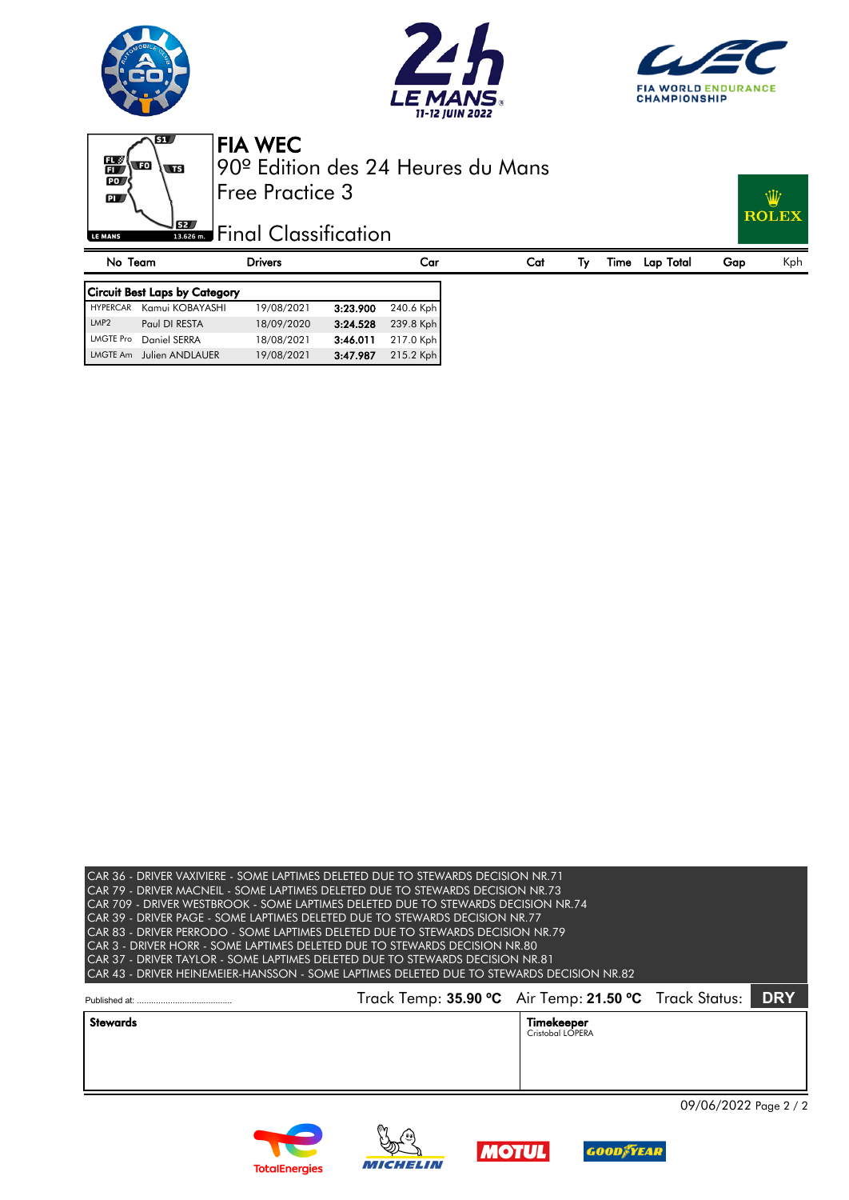# FIA WEC

90º Edition des 24 Heures du Mans

Free Practice 3

Final Classification

| No | Team | Drivers | Car | Cat | Ty | Time | Lap | Total | Gap | Kph |
|---|---|---|---|---|---|---|---|---|---|---|

**Circuit Best Laps by Category**

| | | | | |
|---|---|---|---|---|
| HYPERCAR | Kamui KOBAYASHI | 19/08/2021 | **3:23.900** | 240.6 Kph |
| LMP2 | Paul DI RESTA | 18/09/2020 | **3:24.528** | 239.8 Kph |
| LMGTE Pro | Daniel SERRA | 18/08/2021 | **3:46.011** | 217.0 Kph |
| LMGTE Am | Julien ANDLAUER | 19/08/2021 | **3:47.987** | 215.2 Kph |

CAR 36 - DRIVER VAXIVIERE - SOME LAPTIMES DELETED DUE TO STEWARDS DECISION NR.71
CAR 79 - DRIVER MACNEIL - SOME LAPTIMES DELETED DUE TO STEWARDS DECISION NR.73
CAR 709 - DRIVER WESTBROOK - SOME LAPTIMES DELETED DUE TO STEWARDS DECISION NR.74
CAR 39 - DRIVER PAGE - SOME LAPTIMES DELETED DUE TO STEWARDS DECISION NR.77
CAR 83 - DRIVER PERRODO - SOME LAPTIMES DELETED DUE TO STEWARDS DECISION NR.79
CAR 3 - DRIVER HORR - SOME LAPTIMES DELETED DUE TO STEWARDS DECISION NR.80
CAR 37 - DRIVER TAYLOR - SOME LAPTIMES DELETED DUE TO STEWARDS DECISION NR.81
CAR 43 - DRIVER HEINEMEIER-HANSSON - SOME LAPTIMES DELETED DUE TO STEWARDS DECISION NR.82

Published at: ........................................ Track Temp: **35.90 ºC** Air Temp: **21.50 ºC** Track Status: **DRY**

| **Stewards** | **Timekeeper** Cristobal LOPERA |
|---|---|

09/06/2022